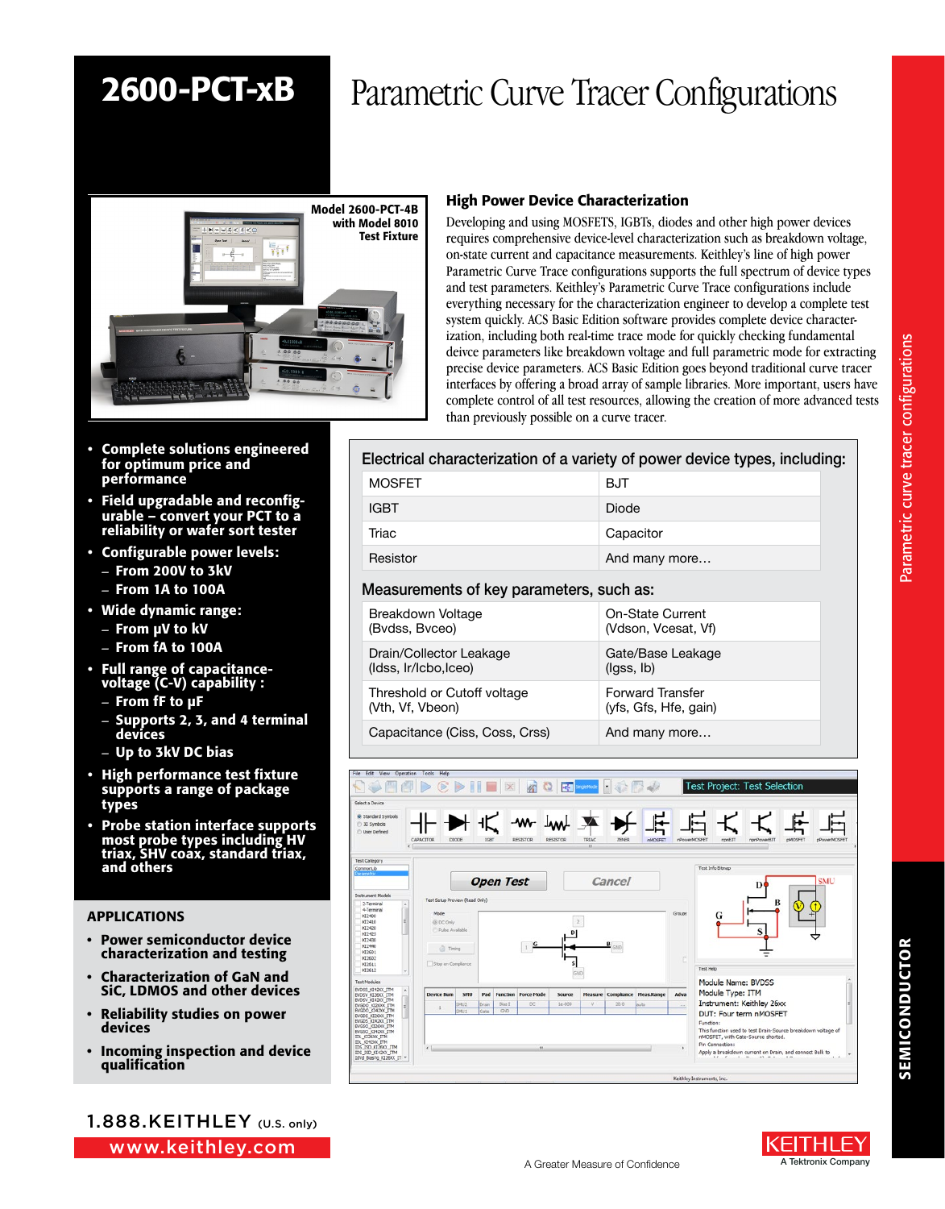# 2600-PCT-xB

# Parametric Curve Tracer Configurations

Model 2600-PCT-4B with Model 8010 Test Fixture

- **Complete solutions engineered for optimum price and performance**
- **Field upgradable and reconfigurable – convert your PCT to a reliability or wafer sort tester**
- **Configurable power levels:**
  - **From 200V to 3kV**
  - **From 1A to 100A**
- **Wide dynamic range:**
  - **From µV to kV**
  - **From fA to 100A**
- **Full range of capacitance-voltage (C-V) capability :**
  - **From fF to µF**
  - **Supports 2, 3, and 4 terminal devices**
  - **Up to 3kV DC bias**
- **High performance test fixture supports a range of package types**
- **Probe station interface supports most probe types including HV triax, SHV coax, standard triax, and others**

## APPLICATIONS

- **Power semiconductor device characterization and testing**
- **Characterization of GaN and SiC, LDMOS and other devices**
- **Reliability studies on power devices**
- **Incoming inspection and device qualification**

## High Power Device Characterization

Developing and using MOSFETS, IGBTs, diodes and other high power devices requires comprehensive device-level characterization such as breakdown voltage, on-state current and capacitance measurements. Keithley's line of high power Parametric Curve Trace configurations supports the full spectrum of device types and test parameters. Keithley's Parametric Curve Trace configurations include everything necessary for the characterization engineer to develop a complete test system quickly. ACS Basic Edition software provides complete device characterization, including both real-time trace mode for quickly checking fundamental deivce parameters like breakdown voltage and full parametric mode for extracting precise device parameters. ACS Basic Edition goes beyond traditional curve tracer interfaces by offering a broad array of sample libraries. More important, users have complete control of all test resources, allowing the creation of more advanced tests than previously possible on a curve tracer.

### Electrical characterization of a variety of power device types, including:

| | |
|---|---|
| MOSFET | BJT |
| IGBT | Diode |
| Triac | Capacitor |
| Resistor | And many more… |

### Measurements of key parameters, such as:

| | |
|---|---|
| Breakdown Voltage (Bvdss, Bvceo) | On-State Current (Vdson, Vcesat, Vf) |
| Drain/Collector Leakage (Idss, Ir/Icbo,Iceo) | Gate/Base Leakage (Igss, Ib) |
| Threshold or Cutoff voltage (Vth, Vf, Vbeon) | Forward Transfer (yfs, Gfs, Hfe, gain) |
| Capacitance (Ciss, Coss, Crss) | And many more… |

1.888.KEITHLEY (U.S. only)

www.keithley.com

A Greater Measure of Confidence

KEITHLEY A Tektronix Company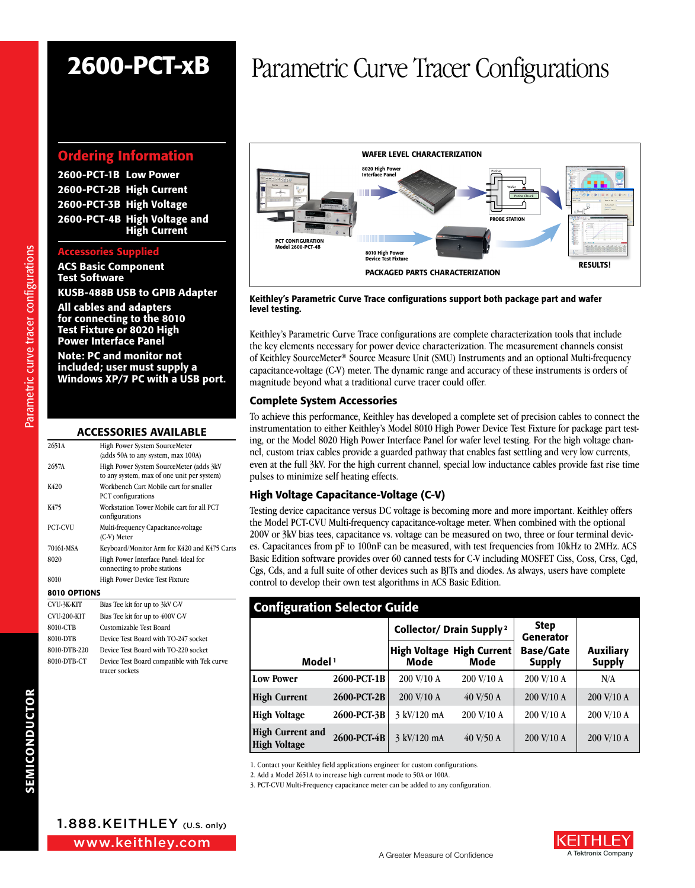# 2600-PCT-xB

# Parametric Curve Tracer Configurations

## Ordering Information

**2600-PCT-1B** Low Power
**2600-PCT-2B** High Current
**2600-PCT-3B** High Voltage
**2600-PCT-4B** High Voltage and High Current

## Accessories Supplied

**ACS Basic Component Test Software**

**KUSB-488B USB to GPIB Adapter**

**All cables and adapters for connecting to the 8010 Test Fixture or 8020 High Power Interface Panel**

**Note: PC and monitor not included; user must supply a Windows XP/7 PC with a USB port.**

## ACCESSORIES AVAILABLE

| | |
|---|---|
| 2651A | High Power System SourceMeter (adds 50A to any system, max 100A) |
| 2657A | High Power System SourceMeter (adds 3kV to any system, max of one unit per system) |
| K420 | Workbench Cart Mobile cart for smaller PCT configurations |
| K475 | Workstation Tower Mobile cart for all PCT configurations |
| PCT-CVU | Multi-frequency Capacitance-voltage (C-V) Meter |
| 70161-MSA | Keyboard/Monitor Arm for K420 and K475 Carts |
| 8020 | High Power Interface Panel: Ideal for connecting to probe stations |
| 8010 | High Power Device Test Fixture |

**8010 OPTIONS**

| | |
|---|---|
| CVU-3K-KIT | Bias Tee kit for up to 3kV C-V |
| CVU-200-KIT | Bias Tee kit for up to 400V C-V |
| 8010-CTB | Customizable Test Board |
| 8010-DTB | Device Test Board with TO-247 socket |
| 8010-DTB-220 | Device Test Board with TO-220 socket |
| 8010-DTB-CT | Device Test Board compatible with Tek curve tracer sockets |

WAFER LEVEL CHARACTERIZATION — 8020 High Power Interface Panel — PROBE STATION — PCT CONFIGURATION Model 2600-PCT-4B — 8010 High Power Device Test Fixture — PACKAGED PARTS CHARACTERIZATION — RESULTS!

**Keithley's Parametric Curve Trace configurations support both package part and wafer level testing.**

Keithley's Parametric Curve Trace configurations are complete characterization tools that include the key elements necessary for power device characterization. The measurement channels consist of Keithley SourceMeter® Source Measure Unit (SMU) Instruments and an optional Multi-frequency capacitance-voltage (C-V) meter. The dynamic range and accuracy of these instruments is orders of magnitude beyond what a traditional curve tracer could offer.

### Complete System Accessories

To achieve this performance, Keithley has developed a complete set of precision cables to connect the instrumentation to either Keithley's Model 8010 High Power Device Test Fixture for package part testing, or the Model 8020 High Power Interface Panel for wafer level testing. For the high voltage channel, custom triax cables provide a guarded pathway that enables fast settling and very low currents, even at the full 3kV. For the high current channel, special low inductance cables provide fast rise time pulses to minimize self heating effects.

### High Voltage Capacitance-Voltage (C-V)

Testing device capacitance versus DC voltage is becoming more and more important. Keithley offers the Model PCT-CVU Multi-frequency capacitance-voltage meter. When combined with the optional 200V or 3kV bias tees, capacitance vs. voltage can be measured on two, three or four terminal devices. Capacitances from pF to 100nF can be measured, with test frequencies from 10kHz to 2MHz. ACS Basic Edition software provides over 60 canned tests for C-V including MOSFET Ciss, Coss, Crss, Cgd, Cgs, Cds, and a full suite of other devices such as BJTs and diodes. As always, users have complete control to develop their own test algorithms in ACS Basic Edition.

## Configuration Selector Guide

| Model [1] | | Collector/ Drain Supply [2] High Voltage Mode | High Current Mode | Step Generator Base/Gate Supply | Auxiliary Supply |
|---|---|---|---|---|---|
| Low Power | 2600-PCT-1B | 200 V/10 A | 200 V/10 A | 200 V/10 A | N/A |
| High Current | 2600-PCT-2B | 200 V/10 A | 40 V/50 A | 200 V/10 A | 200 V/10 A |
| High Voltage | 2600-PCT-3B | 3 kV/120 mA | 200 V/10 A | 200 V/10 A | 200 V/10 A |
| High Current and High Voltage | 2600-PCT-4B | 3 kV/120 mA | 40 V/50 A | 200 V/10 A | 200 V/10 A |

1. Contact your Keithley field applications engineer for custom configurations.
2. Add a Model 2651A to increase high current mode to 50A or 100A.
3. PCT-CVU Multi-Frequency capacitance meter can be added to any configuration.

1.888.KEITHLEY (U.S. only)
www.keithley.com

A Greater Measure of Confidence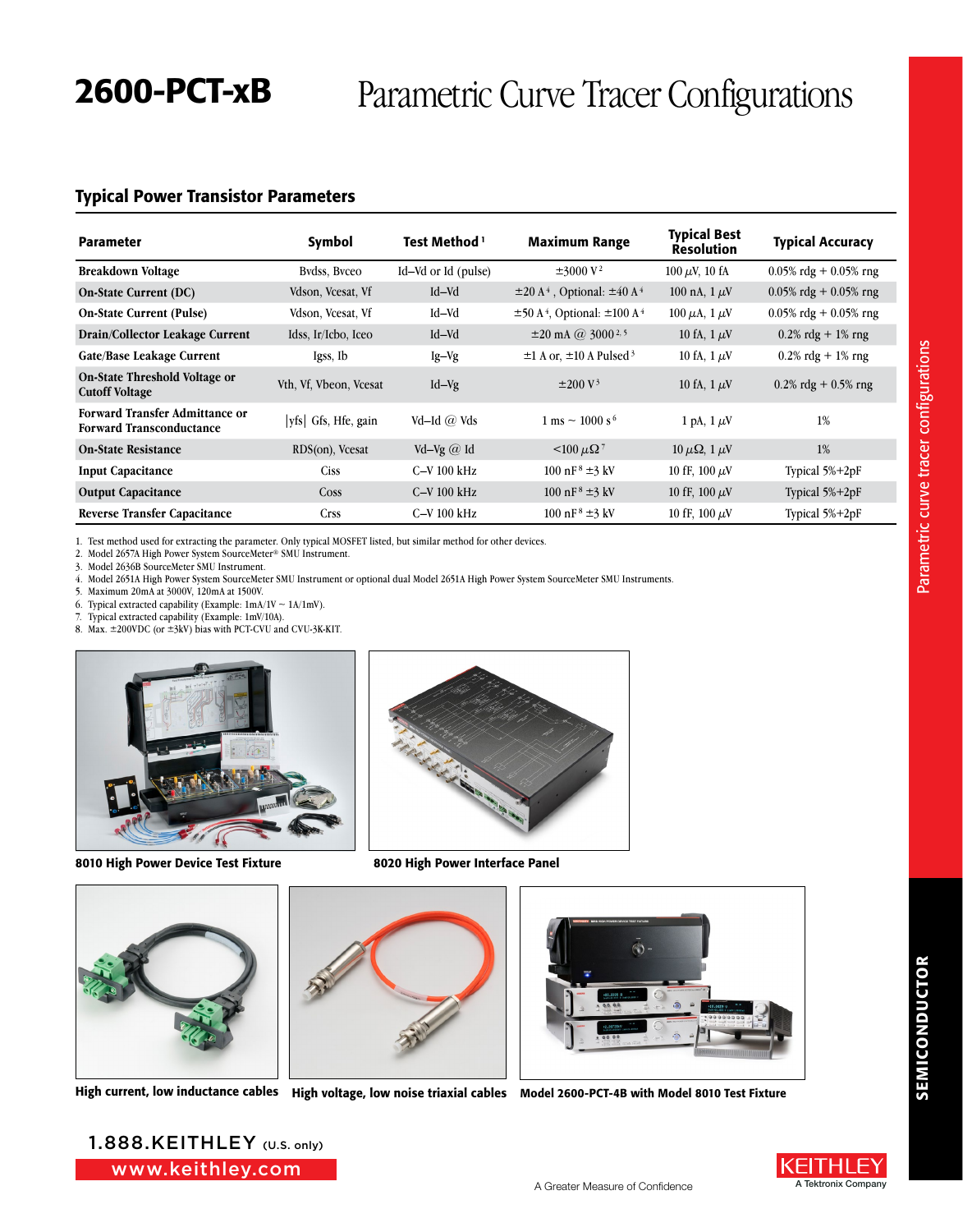# 2600-PCT-xB Parametric Curve Tracer Configurations

## Typical Power Transistor Parameters

| Parameter | Symbol | Test Method [1] | Maximum Range | Typical Best Resolution | Typical Accuracy |
|---|---|---|---|---|---|
| **Breakdown Voltage** | Bvdss, Bvceo | Id–Vd or Id (pulse) | ±3000 V [2] | 100 μV, 10 fA | 0.05% rdg + 0.05% rng |
| **On-State Current (DC)** | Vdson, Vcesat, Vf | Id–Vd | ±20 A [4], Optional: ±40 A [4] | 100 nA, 1 μV | 0.05% rdg + 0.05% rng |
| **On-State Current (Pulse)** | Vdson, Vcesat, Vf | Id–Vd | ±50 A [4], Optional: ±100 A [4] | 100 μA, 1 μV | 0.05% rdg + 0.05% rng |
| **Drain/Collector Leakage Current** | Idss, Ir/Icbo, Iceo | Id–Vd | ±20 mA @ 3000 [2,5] | 10 fA, 1 μV | 0.2% rdg + 1% rng |
| **Gate/Base Leakage Current** | Igss, Ib | Ig–Vg | ±1 A or, ±10 A Pulsed [3] | 10 fA, 1 μV | 0.2% rdg + 1% rng |
| **On-State Threshold Voltage or Cutoff Voltage** | Vth, Vf, Vbeon, Vcesat | Id–Vg | ±200 V [3] | 10 fA, 1 μV | 0.2% rdg + 0.5% rng |
| **Forward Transfer Admittance or Forward Transconductance** | \|yfs\| Gfs, Hfe, gain | Vd–Id @ Vds | 1 ms ~ 1000 s [6] | 1 pA, 1 μV | 1% |
| **On-State Resistance** | RDS(on), Vcesat | Vd–Vg @ Id | <100 μΩ [7] | 10 μΩ, 1 μV | 1% |
| **Input Capacitance** | Ciss | C–V 100 kHz | 100 nF [8] ±3 kV | 10 fF, 100 μV | Typical 5%+2pF |
| **Output Capacitance** | Coss | C–V 100 kHz | 100 nF [8] ±3 kV | 10 fF, 100 μV | Typical 5%+2pF |
| **Reverse Transfer Capacitance** | Crss | C–V 100 kHz | 100 nF [8] ±3 kV | 10 fF, 100 μV | Typical 5%+2pF |

1. Test method used for extracting the parameter. Only typical MOSFET listed, but similar method for other devices.
2. Model 2657A High Power System SourceMeter® SMU Instrument.
3. Model 2636B SourceMeter SMU Instrument.
4. Model 2651A High Power System SourceMeter SMU Instrument or optional dual Model 2651A High Power System SourceMeter SMU Instruments.
5. Maximum 20mA at 3000V, 120mA at 1500V.
6. Typical extracted capability (Example: 1mA/1V ~ 1A/1mV).
7. Typical extracted capability (Example: 1mV/10A).
8. Max. ±200VDC (or ±3kV) bias with PCT-CVU and CVU-3K-KIT.

8010 High Power Device Test Fixture

8020 High Power Interface Panel

High current, low inductance cables

High voltage, low noise triaxial cables

Model 2600-PCT-4B with Model 8010 Test Fixture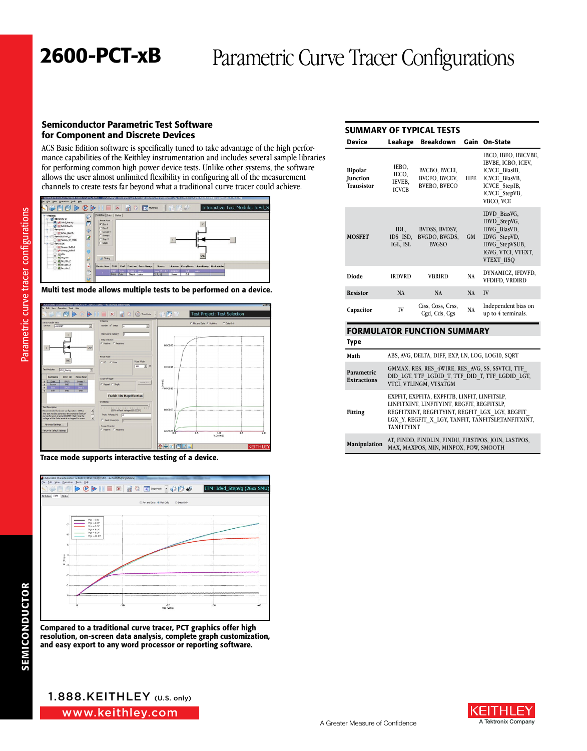# 2600-PCT-xB Parametric Curve Tracer Configurations

## Semiconductor Parametric Test Software for Component and Discrete Devices

ACS Basic Edition software is specifically tuned to take advantage of the high performance capabilities of the Keithley instrumentation and includes several sample libraries for performing common high power device tests. Unlike other systems, the software allows the user almost unlimited flexibility in configuring all of the measurement channels to create tests far beyond what a traditional curve tracer could achieve.

**Multi test mode allows multiple tests to be performed on a device.**

**Trace mode supports interactive testing of a device.**

**Compared to a traditional curve tracer, PCT graphics offer high resolution, on-screen data analysis, complete graph customization, and easy export to any word processor or reporting software.**

## SUMMARY OF TYPICAL TESTS

| Device | Leakage | Breakdown | Gain | On-State |
|---|---|---|---|---|
| **Bipolar Junction Transistor** | IEBO, IECO, IEVEB, ICVCB | BVCBO, BVCEI, BVCEO, BVCEV, BVEBO, BVECO | HFE | IBCO, IBEO, IBICVBE, IBVBE, ICBO, ICEV, ICVCE_BiasIB, ICVCE_BiasVB, ICVCE_StepIB, ICVCE_StepVB, VBCO, VCE |
| **MOSFET** | IDL, IDS_ISD, IGL, ISL | BVDSS, BVDSV, BVGDO, BVGDS, BVGSO | GM | IDVD_BiasVG, IDVD_StepVG, IDVG_BiasVD, IDVG_StepVD, IDVG_StepVSUB, IGVG, VTCI, VTEXT, VTEXT_IISQ |
| **Diode** | IRDVRD | VBRIRD | NA | DYNAMICZ, IFDVFD, VFDIFD, VRDIRD |
| **Resistor** | NA | NA | NA | IV |
| **Capacitor** | IV | Ciss, Coss, Crss, Cgd, Cds, Cgs | NA | Independent bias on up to 4 terminals. |

## FORMULATOR FUNCTION SUMMARY

| Type | |
|---|---|
| **Math** | ABS, AVG, DELTA, DIFF, EXP, LN, LOG, LOG10, SQRT |
| **Parametric Extractions** | GMMAX, RES, RES_4WIRE, RES_AVG, SS, SSVTCI, TTF_DID_LGT, TTF_LGDID_T, TTF_DID_T, TTF_LGDID_LGT, VTCI, VTLINGM, VTSATGM |
| **Fitting** | EXPFIT, EXPFITA, EXPFITB, LINFIT, LINFITSLP, LINFITXINT, LINFITYINT, REGFIT, REGFITSLP, REGFITXINT, REGFITYINT, REGFIT_LGX_LGY, REGFIT_LGX_Y, REGFIT_X_LGY, TANFIT, TANFITSLP,TANFITXINT, TANFITYINT |
| **Manipulation** | AT, FINDD, FINDLIN, FINDU, FIRSTPOS, JOIN, LASTPOS, MAX, MAXPOS, MIN, MINPOX, POW, SMOOTH |

1.888.KEITHLEY (U.S. only)

www.keithley.com

A Greater Measure of Confidence

KEITHLEY A Tektronix Company